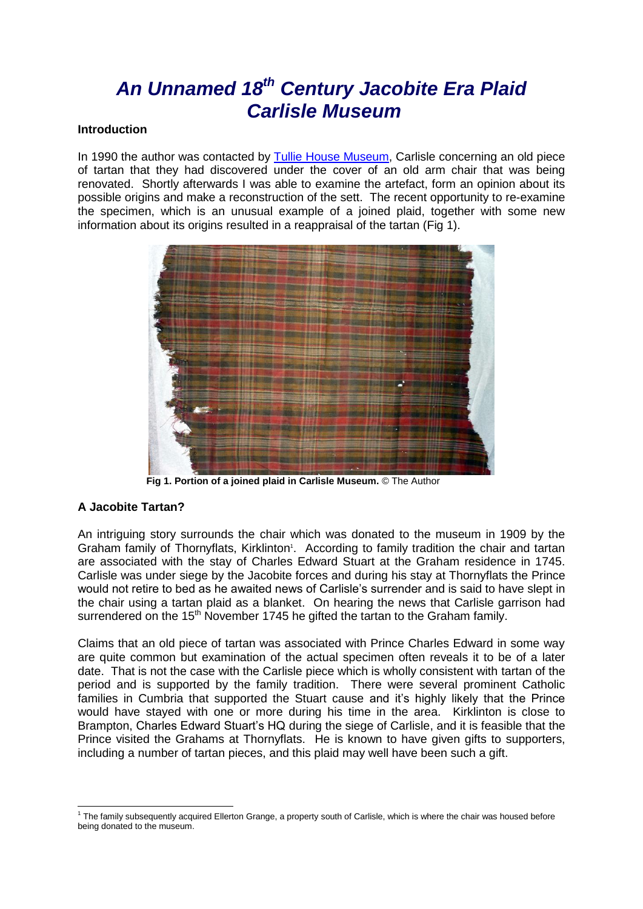# *An Unnamed 18th Century Jacobite Era Plaid Carlisle Museum*

**Introduction**

In 1990 the author was contacted by Tullie House Museum, Carlisle concerning an old piece of tartan that they had discovered under the cover of an old arm chair that was being renovated. Shortly afterwards I was able to examine the artefact, form an opinion about its possible origins and make a reconstruction of the sett. The recent opportunity to re-examine the specimen, which is an unusual example of a joined plaid, together with some new information about its origins resulted in a reappraisal of the tartan (Fig 1).

**Fig 1. Portion of a joined plaid in Carlisle Museum.** © The Author

**A Jacobite Tartan?**

An intriguing story surrounds the chair which was donated to the museum in 1909 by the Graham family of Thornyflats, Kirklinton[1]. According to family tradition the chair and tartan are associated with the stay of Charles Edward Stuart at the Graham residence in 1745. Carlisle was under siege by the Jacobite forces and during his stay at Thornyflats the Prince would not retire to bed as he awaited news of Carlisle's surrender and is said to have slept in the chair using a tartan plaid as a blanket. On hearing the news that Carlisle garrison had surrendered on the 15th November 1745 he gifted the tartan to the Graham family.

Claims that an old piece of tartan was associated with Prince Charles Edward in some way are quite common but examination of the actual specimen often reveals it to be of a later date. That is not the case with the Carlisle piece which is wholly consistent with tartan of the period and is supported by the family tradition. There were several prominent Catholic families in Cumbria that supported the Stuart cause and it's highly likely that the Prince would have stayed with one or more during his time in the area. Kirklinton is close to Brampton, Charles Edward Stuart's HQ during the siege of Carlisle, and it is feasible that the Prince visited the Grahams at Thornyflats. He is known to have given gifts to supporters, including a number of tartan pieces, and this plaid may well have been such a gift.

[1] The family subsequently acquired Ellerton Grange, a property south of Carlisle, which is where the chair was housed before being donated to the museum.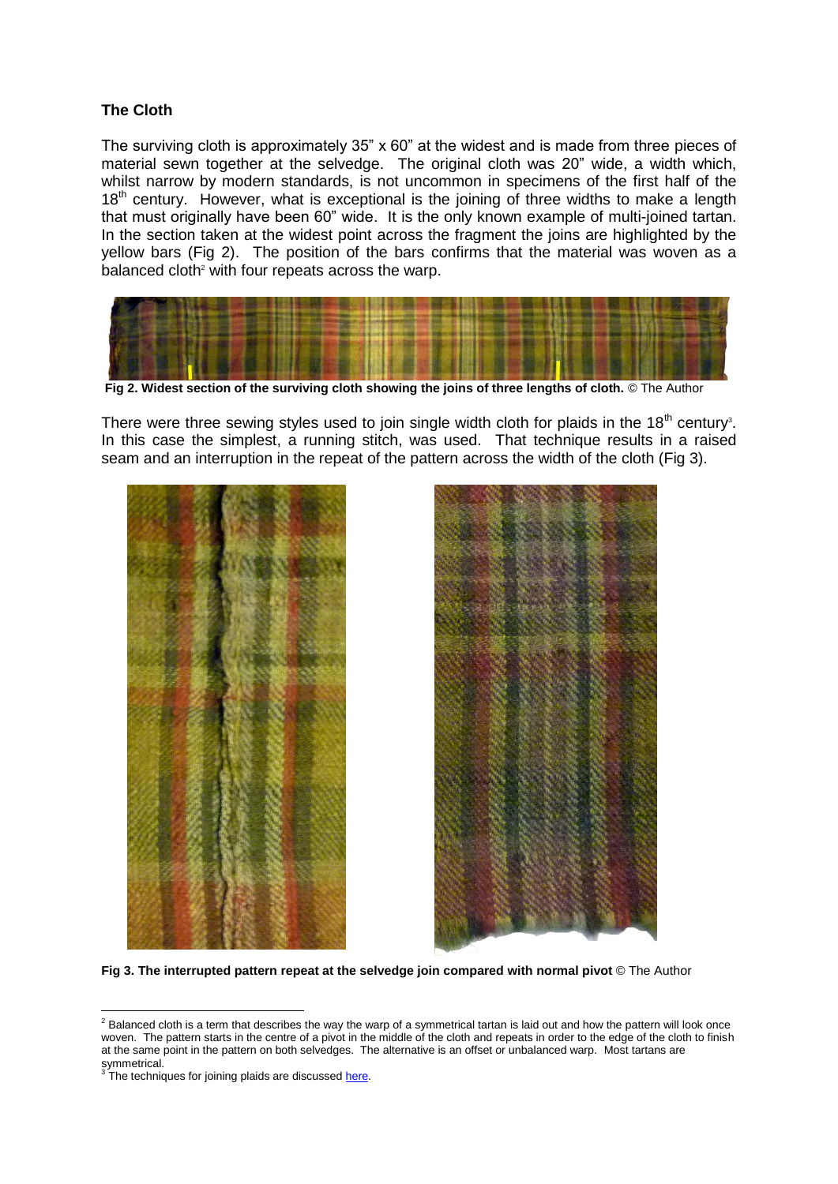### The Cloth

The surviving cloth is approximately 35" x 60" at the widest and is made from three pieces of material sewn together at the selvedge. The original cloth was 20" wide, a width which, whilst narrow by modern standards, is not uncommon in specimens of the first half of the 18th century. However, what is exceptional is the joining of three widths to make a length that must originally have been 60" wide. It is the only known example of multi-joined tartan. In the section taken at the widest point across the fragment the joins are highlighted by the yellow bars (Fig 2). The position of the bars confirms that the material was woven as a balanced cloth[2] with four repeats across the warp.

**Fig 2. Widest section of the surviving cloth showing the joins of three lengths of cloth.** © The Author

There were three sewing styles used to join single width cloth for plaids in the 18th century[3]. In this case the simplest, a running stitch, was used. That technique results in a raised seam and an interruption in the repeat of the pattern across the width of the cloth (Fig 3).

**Fig 3. The interrupted pattern repeat at the selvedge join compared with normal pivot** © The Author

[2] Balanced cloth is a term that describes the way the warp of a symmetrical tartan is laid out and how the pattern will look once woven. The pattern starts in the centre of a pivot in the middle of the cloth and repeats in order to the edge of the cloth to finish at the same point in the pattern on both selvedges. The alternative is an offset or unbalanced warp. Most tartans are symmetrical.

[3] The techniques for joining plaids are discussed here.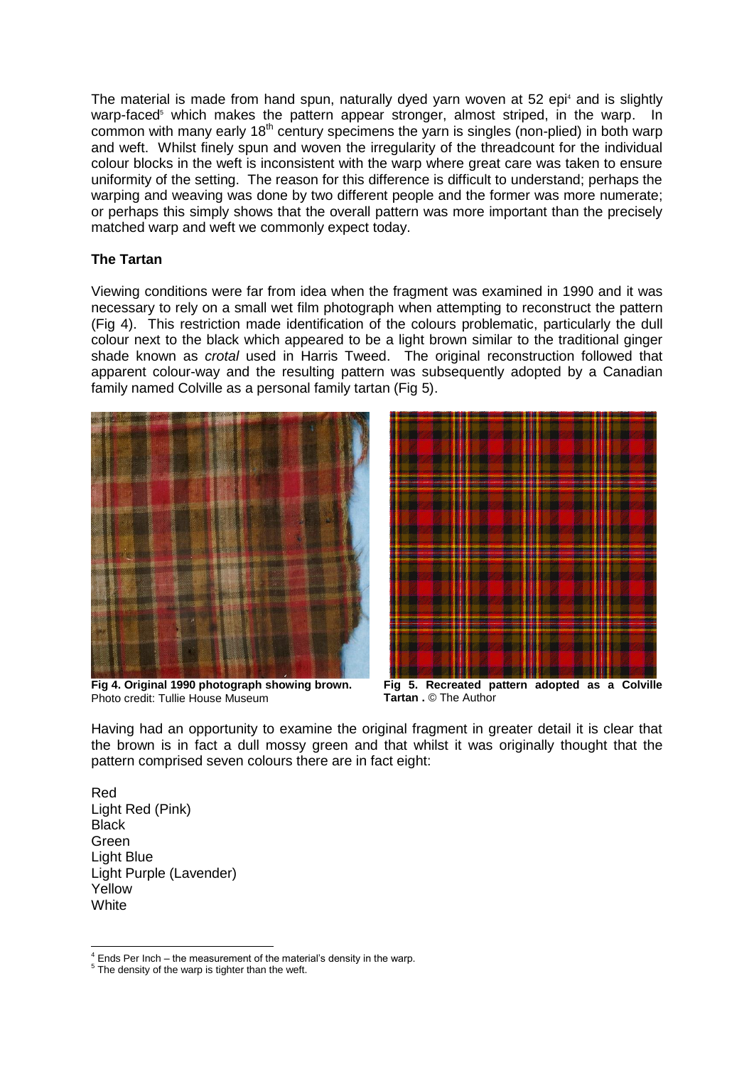The material is made from hand spun, naturally dyed yarn woven at 52 epi[4] and is slightly warp-faced[5] which makes the pattern appear stronger, almost striped, in the warp. In common with many early 18th century specimens the yarn is singles (non-plied) in both warp and weft. Whilst finely spun and woven the irregularity of the threadcount for the individual colour blocks in the weft is inconsistent with the warp where great care was taken to ensure uniformity of the setting. The reason for this difference is difficult to understand; perhaps the warping and weaving was done by two different people and the former was more numerate; or perhaps this simply shows that the overall pattern was more important than the precisely matched warp and weft we commonly expect today.

**The Tartan**

Viewing conditions were far from idea when the fragment was examined in 1990 and it was necessary to rely on a small wet film photograph when attempting to reconstruct the pattern (Fig 4). This restriction made identification of the colours problematic, particularly the dull colour next to the black which appeared to be a light brown similar to the traditional ginger shade known as *crotal* used in Harris Tweed. The original reconstruction followed that apparent colour-way and the resulting pattern was subsequently adopted by a Canadian family named Colville as a personal family tartan (Fig 5).

**Fig 4. Original 1990 photograph showing brown.** Photo credit: Tullie House Museum

**Fig 5. Recreated pattern adopted as a Colville Tartan .** © The Author

Having had an opportunity to examine the original fragment in greater detail it is clear that the brown is in fact a dull mossy green and that whilst it was originally thought that the pattern comprised seven colours there are in fact eight:

Red
Light Red (Pink)
Black
Green
Light Blue
Light Purple (Lavender)
Yellow
White

[4] Ends Per Inch – the measurement of the material's density in the warp.
[5] The density of the warp is tighter than the weft.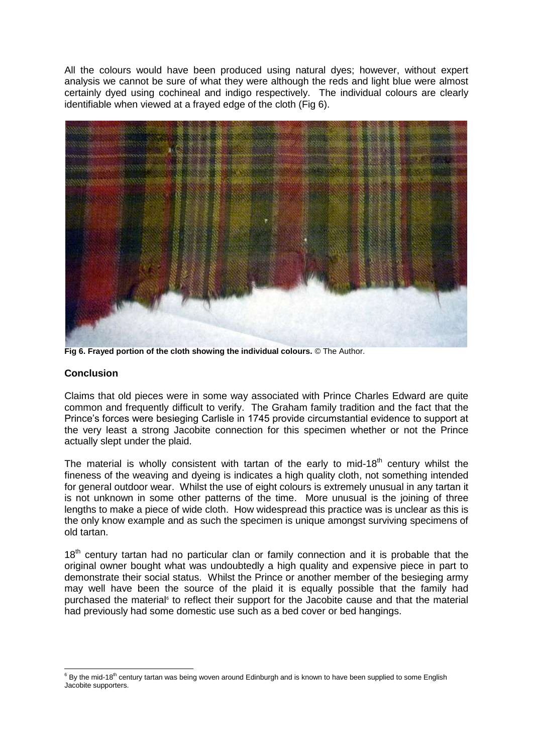All the colours would have been produced using natural dyes; however, without expert analysis we cannot be sure of what they were although the reds and light blue were almost certainly dyed using cochineal and indigo respectively. The individual colours are clearly identifiable when viewed at a frayed edge of the cloth (Fig 6).

**Fig 6. Frayed portion of the cloth showing the individual colours.** © The Author.

## Conclusion

Claims that old pieces were in some way associated with Prince Charles Edward are quite common and frequently difficult to verify. The Graham family tradition and the fact that the Prince's forces were besieging Carlisle in 1745 provide circumstantial evidence to support at the very least a strong Jacobite connection for this specimen whether or not the Prince actually slept under the plaid.

The material is wholly consistent with tartan of the early to mid-18th century whilst the fineness of the weaving and dyeing is indicates a high quality cloth, not something intended for general outdoor wear. Whilst the use of eight colours is extremely unusual in any tartan it is not unknown in some other patterns of the time. More unusual is the joining of three lengths to make a piece of wide cloth. How widespread this practice was is unclear as this is the only know example and as such the specimen is unique amongst surviving specimens of old tartan.

18th century tartan had no particular clan or family connection and it is probable that the original owner bought what was undoubtedly a high quality and expensive piece in part to demonstrate their social status. Whilst the Prince or another member of the besieging army may well have been the source of the plaid it is equally possible that the family had purchased the material[6] to reflect their support for the Jacobite cause and that the material had previously had some domestic use such as a bed cover or bed hangings.

[6] By the mid-18th century tartan was being woven around Edinburgh and is known to have been supplied to some English Jacobite supporters.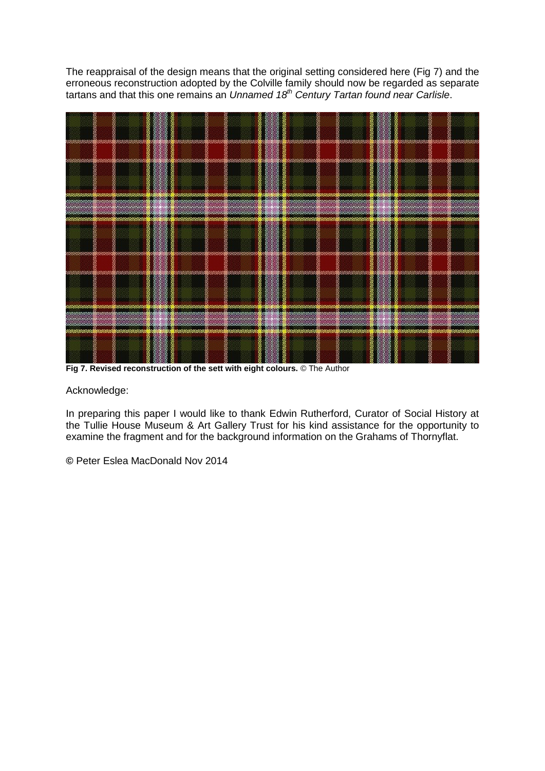The reappraisal of the design means that the original setting considered here (Fig 7) and the erroneous reconstruction adopted by the Colville family should now be regarded as separate tartans and that this one remains an *Unnamed 18th Century Tartan found near Carlisle*.

**Fig 7. Revised reconstruction of the sett with eight colours.** © The Author

Acknowledge:

In preparing this paper I would like to thank Edwin Rutherford, Curator of Social History at the Tullie House Museum & Art Gallery Trust for his kind assistance for the opportunity to examine the fragment and for the background information on the Grahams of Thornyflat.

**©** Peter Eslea MacDonald Nov 2014